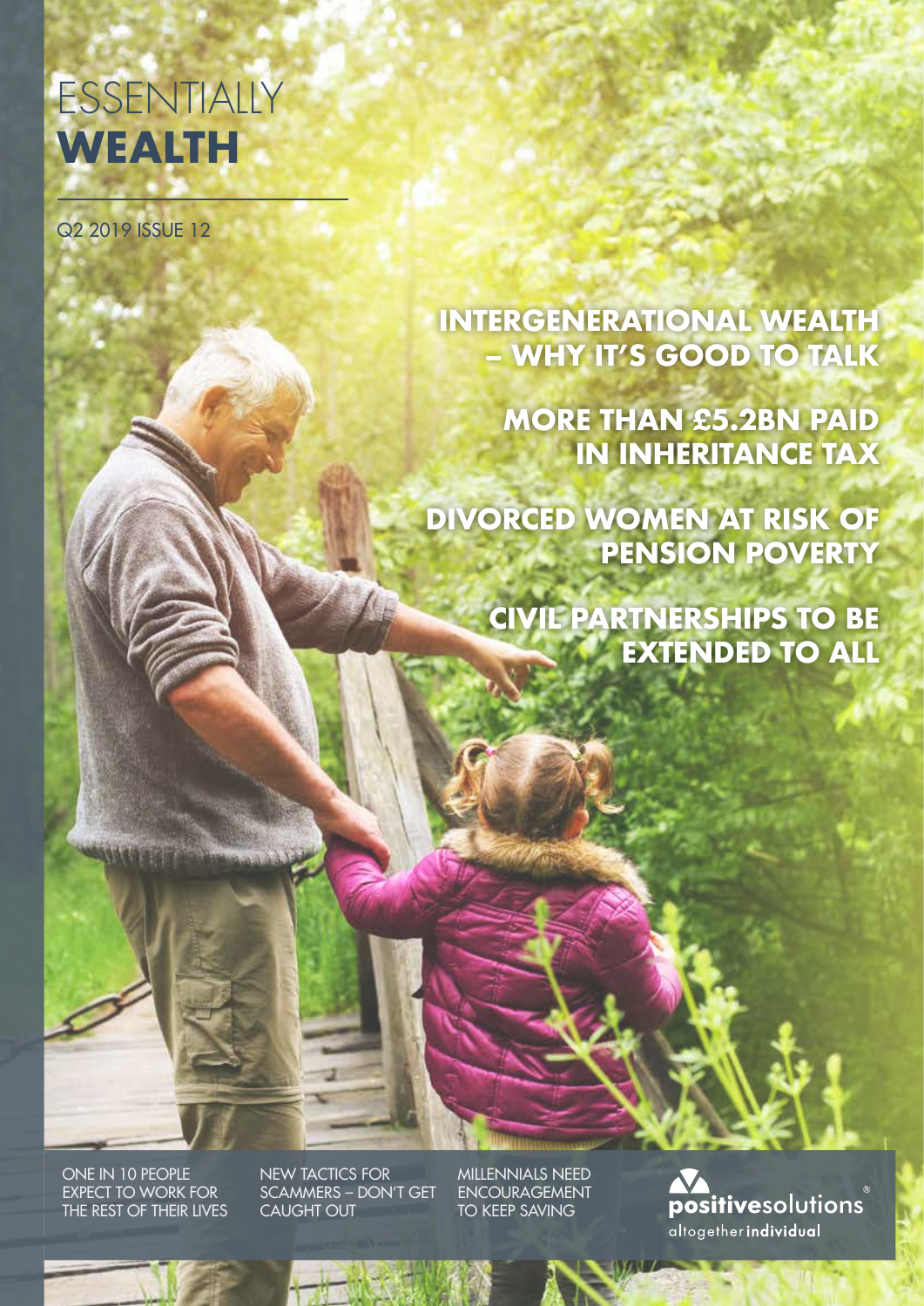# ESSENTIALLY **WEALTH**

Q2 2019 ISSUE 12

## INTERGENERATIONAL WEALTH – WHY IT'S GOOD TO TALK

## MORE THAN £5.2BN PAID IN INHERITANCE TAX

## DIVORCED WOMEN AT RISK OF PENSION POVERTY

## CIVIL PARTNERSHIPS TO BE EXTENDED TO ALL

ONE IN 10 PEOPLE EXPECT TO WORK FOR THE REST OF THEIR LIVES

NEW TACTICS FOR SCAMMERS – DON'T GET CAUGHT OUT

MILLENNIALS NEED ENCOURAGEMENT TO KEEP SAVING

positivesolutions®
altogether**individual**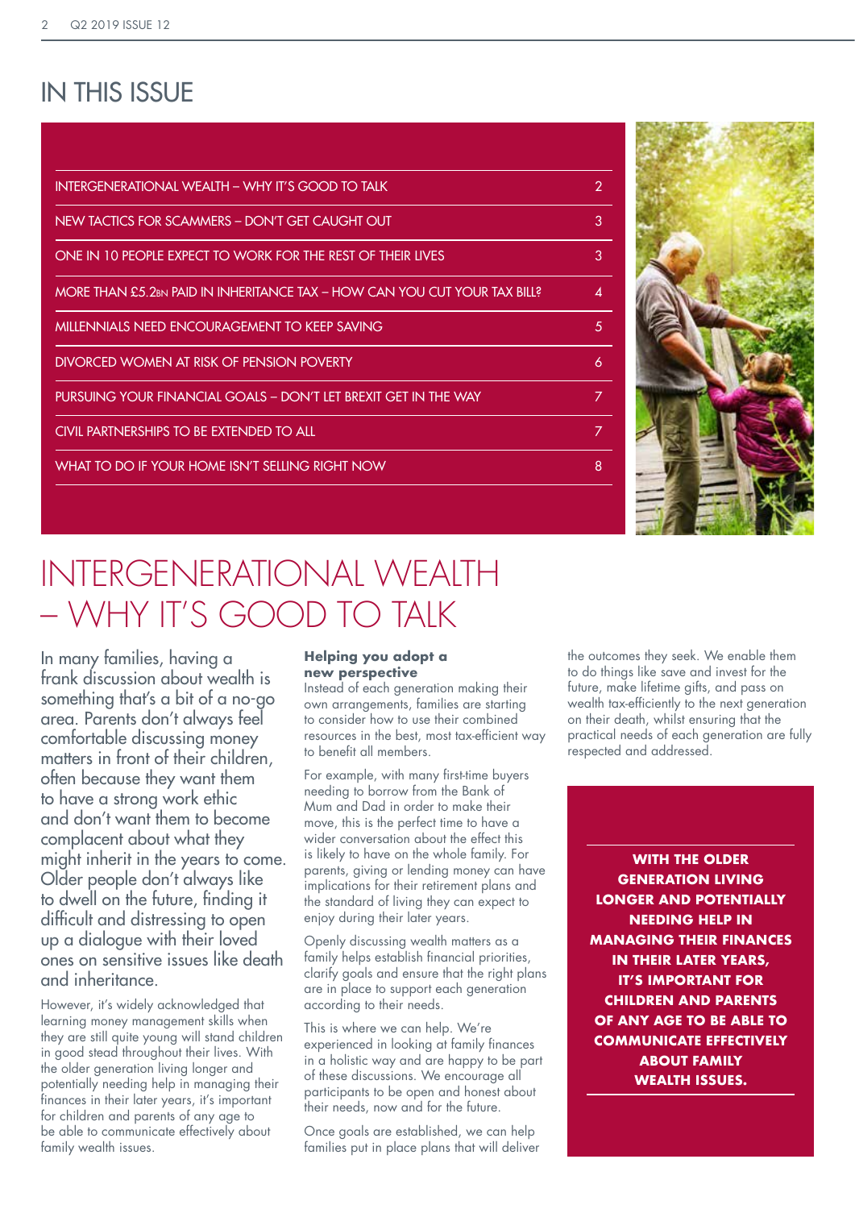# IN THIS ISSUE

| | |
|---|---|
| INTERGENERATIONAL WEALTH – WHY IT'S GOOD TO TALK | 2 |
| NEW TACTICS FOR SCAMMERS – DON'T GET CAUGHT OUT | 3 |
| ONE IN 10 PEOPLE EXPECT TO WORK FOR THE REST OF THEIR LIVES | 3 |
| MORE THAN £5.2BN PAID IN INHERITANCE TAX – HOW CAN YOU CUT YOUR TAX BILL? | 4 |
| MILLENNIALS NEED ENCOURAGEMENT TO KEEP SAVING | 5 |
| DIVORCED WOMEN AT RISK OF PENSION POVERTY | 6 |
| PURSUING YOUR FINANCIAL GOALS – DON'T LET BREXIT GET IN THE WAY | 7 |
| CIVIL PARTNERSHIPS TO BE EXTENDED TO ALL | 7 |
| WHAT TO DO IF YOUR HOME ISN'T SELLING RIGHT NOW | 8 |

# INTERGENERATIONAL WEALTH – WHY IT'S GOOD TO TALK

In many families, having a frank discussion about wealth is something that's a bit of a no-go area. Parents don't always feel comfortable discussing money matters in front of their children, often because they want them to have a strong work ethic and don't want them to become complacent about what they might inherit in the years to come. Older people don't always like to dwell on the future, finding it difficult and distressing to open up a dialogue with their loved ones on sensitive issues like death and inheritance.

However, it's widely acknowledged that learning money management skills when they are still quite young will stand children in good stead throughout their lives. With the older generation living longer and potentially needing help in managing their finances in their later years, it's important for children and parents of any age to be able to communicate effectively about family wealth issues.

### Helping you adopt a new perspective

Instead of each generation making their own arrangements, families are starting to consider how to use their combined resources in the best, most tax-efficient way to benefit all members.

For example, with many first-time buyers needing to borrow from the Bank of Mum and Dad in order to make their move, this is the perfect time to have a wider conversation about the effect this is likely to have on the whole family. For parents, giving or lending money can have implications for their retirement plans and the standard of living they can expect to enjoy during their later years.

Openly discussing wealth matters as a family helps establish financial priorities, clarify goals and ensure that the right plans are in place to support each generation according to their needs.

This is where we can help. We're experienced in looking at family finances in a holistic way and are happy to be part of these discussions. We encourage all participants to be open and honest about their needs, now and for the future.

Once goals are established, we can help families put in place plans that will deliver the outcomes they seek. We enable them to do things like save and invest for the future, make lifetime gifts, and pass on wealth tax-efficiently to the next generation on their death, whilst ensuring that the practical needs of each generation are fully respected and addressed.

**WITH THE OLDER GENERATION LIVING LONGER AND POTENTIALLY NEEDING HELP IN MANAGING THEIR FINANCES IN THEIR LATER YEARS, IT'S IMPORTANT FOR CHILDREN AND PARENTS OF ANY AGE TO BE ABLE TO COMMUNICATE EFFECTIVELY ABOUT FAMILY WEALTH ISSUES.**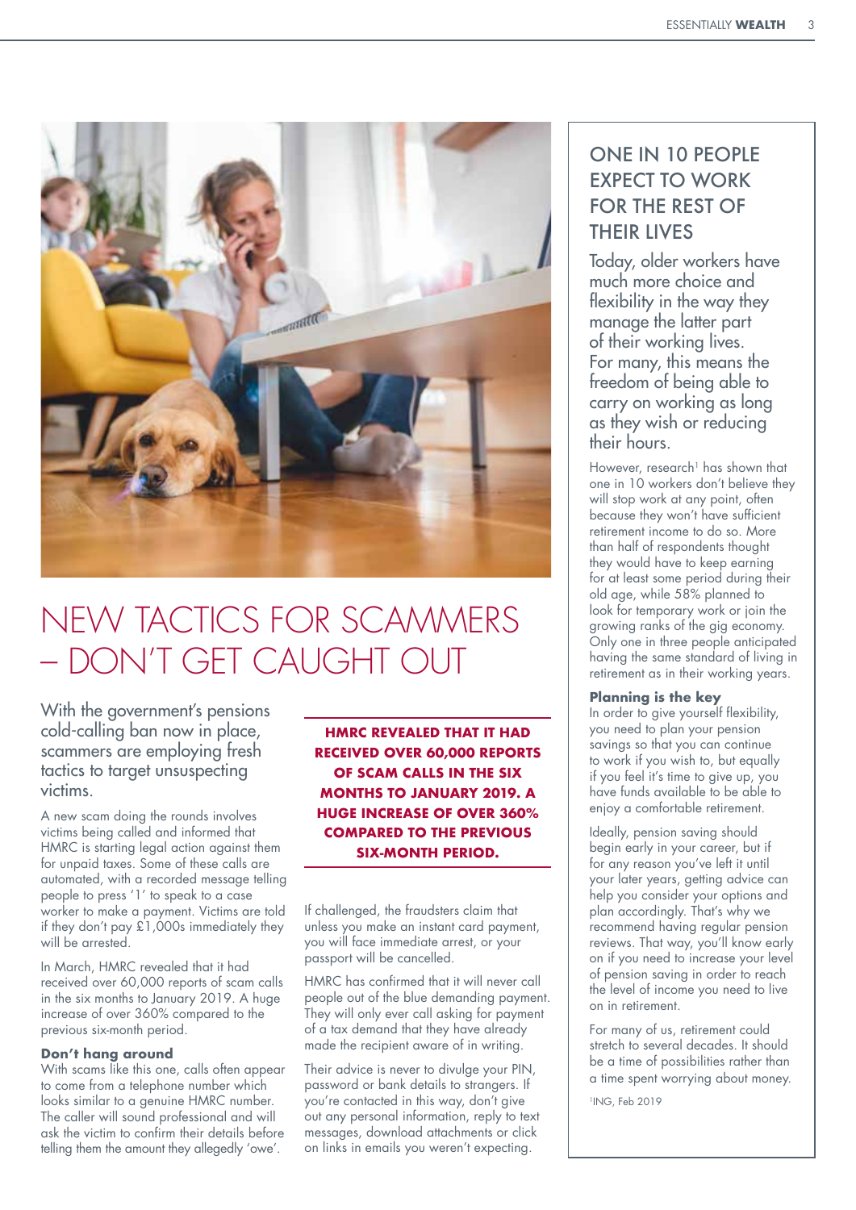# NEW TACTICS FOR SCAMMERS – DON'T GET CAUGHT OUT

With the government's pensions cold-calling ban now in place, scammers are employing fresh tactics to target unsuspecting victims.

A new scam doing the rounds involves victims being called and informed that HMRC is starting legal action against them for unpaid taxes. Some of these calls are automated, with a recorded message telling people to press '1' to speak to a case worker to make a payment. Victims are told if they don't pay £1,000s immediately they will be arrested.

In March, HMRC revealed that it had received over 60,000 reports of scam calls in the six months to January 2019. A huge increase of over 360% compared to the previous six-month period.

**HMRC REVEALED THAT IT HAD RECEIVED OVER 60,000 REPORTS OF SCAM CALLS IN THE SIX MONTHS TO JANUARY 2019. A HUGE INCREASE OF OVER 360% COMPARED TO THE PREVIOUS SIX-MONTH PERIOD.**

### Don't hang around

With scams like this one, calls often appear to come from a telephone number which looks similar to a genuine HMRC number. The caller will sound professional and will ask the victim to confirm their details before telling them the amount they allegedly 'owe'.

If challenged, the fraudsters claim that unless you make an instant card payment, you will face immediate arrest, or your passport will be cancelled.

HMRC has confirmed that it will never call people out of the blue demanding payment. They will only ever call asking for payment of a tax demand that they have already made the recipient aware of in writing.

Their advice is never to divulge your PIN, password or bank details to strangers. If you're contacted in this way, don't give out any personal information, reply to text messages, download attachments or click on links in emails you weren't expecting.

## ONE IN 10 PEOPLE EXPECT TO WORK FOR THE REST OF THEIR LIVES

Today, older workers have much more choice and flexibility in the way they manage the latter part of their working lives. For many, this means the freedom of being able to carry on working as long as they wish or reducing their hours.

However, research[1] has shown that one in 10 workers don't believe they will stop work at any point, often because they won't have sufficient retirement income to do so. More than half of respondents thought they would have to keep earning for at least some period during their old age, while 58% planned to look for temporary work or join the growing ranks of the gig economy. Only one in three people anticipated having the same standard of living in retirement as in their working years.

### Planning is the key

In order to give yourself flexibility, you need to plan your pension savings so that you can continue to work if you wish to, but equally if you feel it's time to give up, you have funds available to be able to enjoy a comfortable retirement.

Ideally, pension saving should begin early in your career, but if for any reason you've left it until your later years, getting advice can help you consider your options and plan accordingly. That's why we recommend having regular pension reviews. That way, you'll know early on if you need to increase your level of pension saving in order to reach the level of income you need to live on in retirement.

For many of us, retirement could stretch to several decades. It should be a time of possibilities rather than a time spent worrying about money.

[1]ING, Feb 2019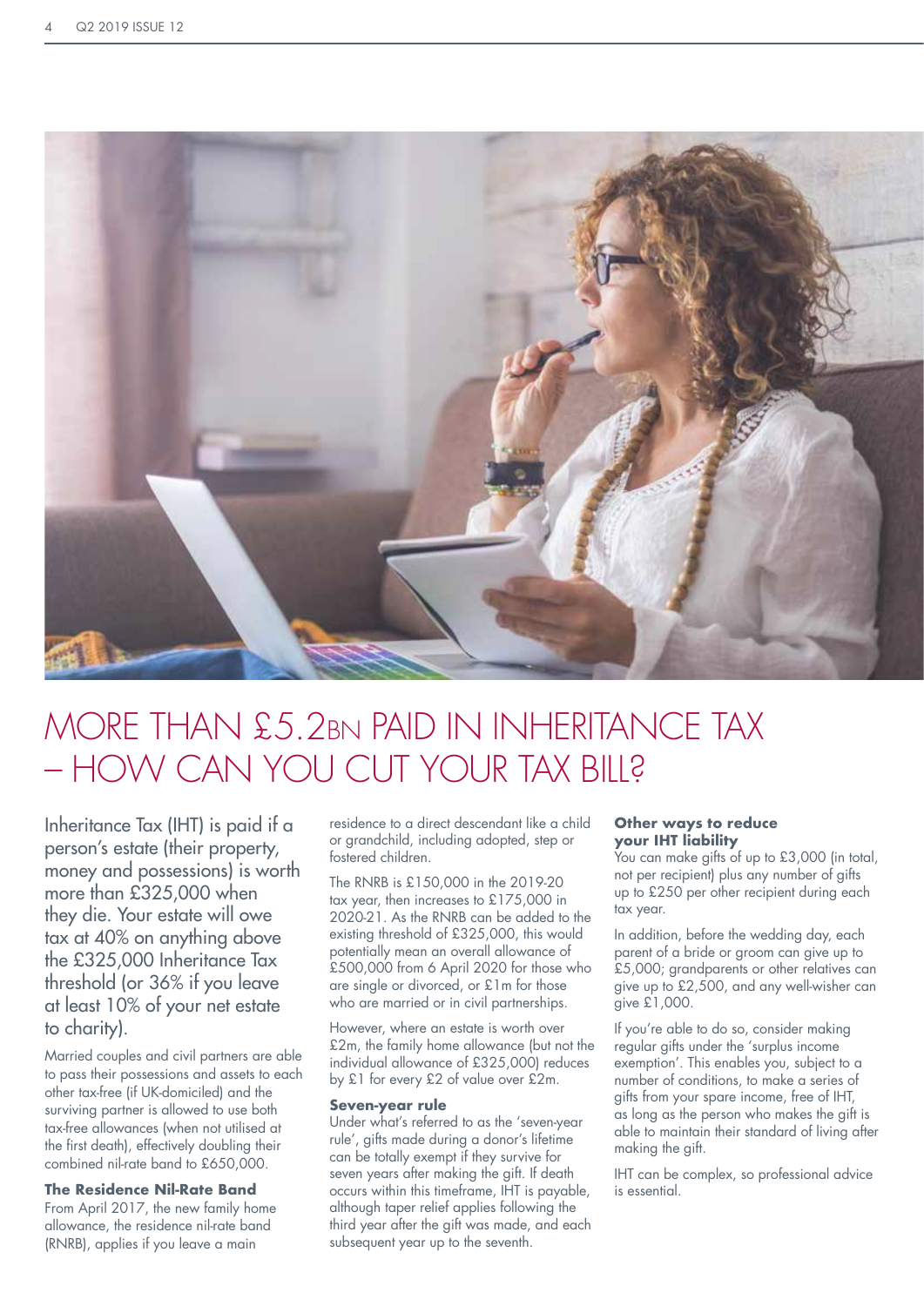# MORE THAN £5.2BN PAID IN INHERITANCE TAX – HOW CAN YOU CUT YOUR TAX BILL?

Inheritance Tax (IHT) is paid if a person's estate (their property, money and possessions) is worth more than £325,000 when they die. Your estate will owe tax at 40% on anything above the £325,000 Inheritance Tax threshold (or 36% if you leave at least 10% of your net estate to charity).

Married couples and civil partners are able to pass their possessions and assets to each other tax-free (if UK-domiciled) and the surviving partner is allowed to use both tax-free allowances (when not utilised at the first death), effectively doubling their combined nil-rate band to £650,000.

**The Residence Nil-Rate Band**

From April 2017, the new family home allowance, the residence nil-rate band (RNRB), applies if you leave a main residence to a direct descendant like a child or grandchild, including adopted, step or fostered children.

The RNRB is £150,000 in the 2019-20 tax year, then increases to £175,000 in 2020-21. As the RNRB can be added to the existing threshold of £325,000, this would potentially mean an overall allowance of £500,000 from 6 April 2020 for those who are single or divorced, or £1m for those who are married or in civil partnerships.

However, where an estate is worth over £2m, the family home allowance (but not the individual allowance of £325,000) reduces by £1 for every £2 of value over £2m.

**Seven-year rule**

Under what's referred to as the 'seven-year rule', gifts made during a donor's lifetime can be totally exempt if they survive for seven years after making the gift. If death occurs within this timeframe, IHT is payable, although taper relief applies following the third year after the gift was made, and each subsequent year up to the seventh.

**Other ways to reduce your IHT liability**

You can make gifts of up to £3,000 (in total, not per recipient) plus any number of gifts up to £250 per other recipient during each tax year.

In addition, before the wedding day, each parent of a bride or groom can give up to £5,000; grandparents or other relatives can give up to £2,500, and any well-wisher can give £1,000.

If you're able to do so, consider making regular gifts under the 'surplus income exemption'. This enables you, subject to a number of conditions, to make a series of gifts from your spare income, free of IHT, as long as the person who makes the gift is able to maintain their standard of living after making the gift.

IHT can be complex, so professional advice is essential.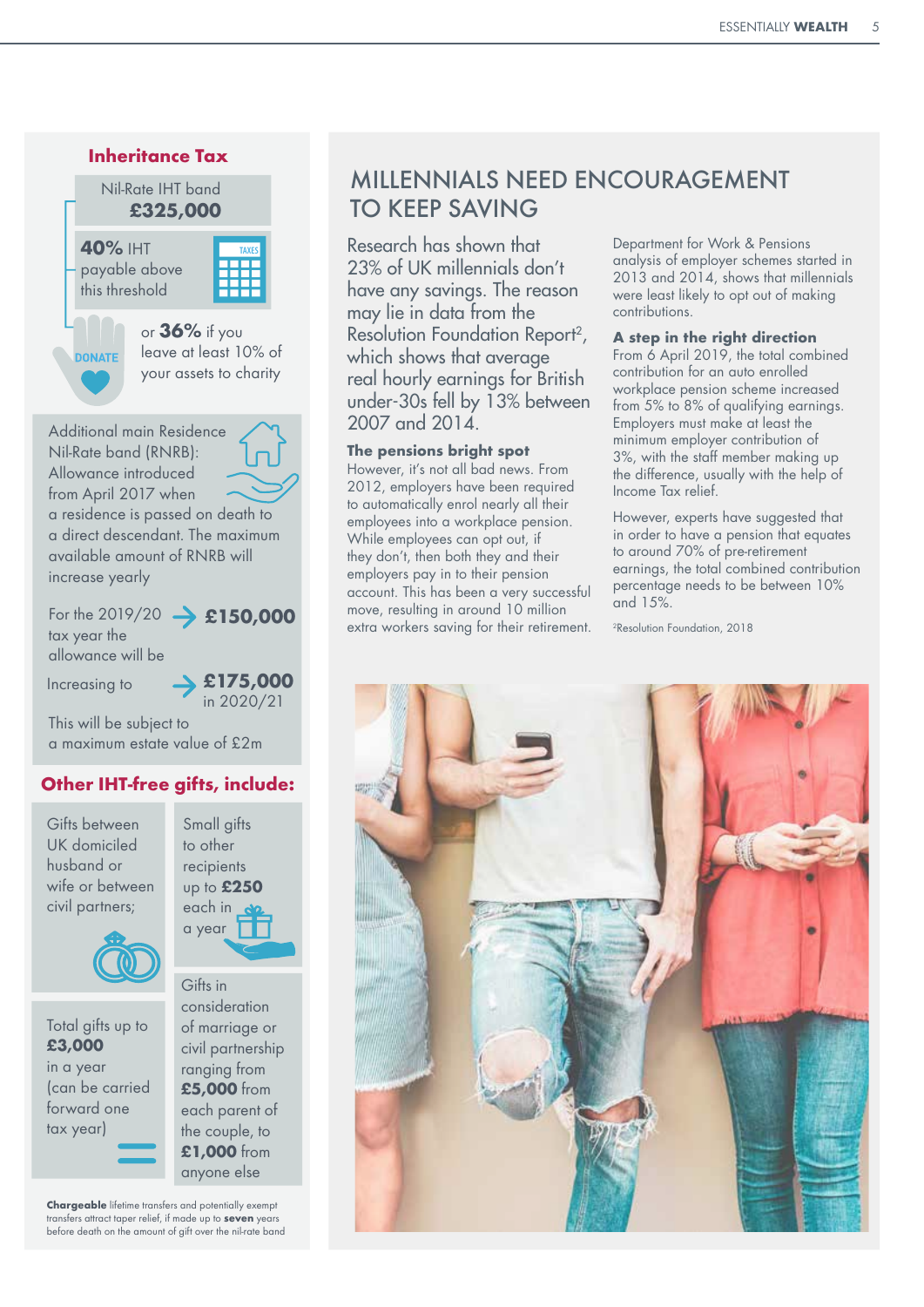## Inheritance Tax

Nil-Rate IHT band
**£325,000**

**40%** IHT payable above this threshold

or **36%** if you leave at least 10% of your assets to charity

Additional main Residence Nil-Rate band (RNRB): Allowance introduced from April 2017 when a residence is passed on death to a direct descendant. The maximum available amount of RNRB will increase yearly

For the 2019/20 tax year the allowance will be → **£150,000**

Increasing to → **£175,000** in 2020/21

This will be subject to a maximum estate value of £2m

### Other IHT-free gifts, include:

- Gifts between UK domiciled husband or wife or between civil partners;
- Small gifts to other recipients up to **£250** each in a year
- Gifts in consideration of marriage or civil partnership ranging from **£5,000** from each parent of the couple, to **£1,000** from anyone else
- Total gifts up to **£3,000** in a year (can be carried forward one tax year)

**Chargeable** lifetime transfers and potentially exempt transfers attract taper relief, if made up to **seven** years before death on the amount of gift over the nil-rate band

# MILLENNIALS NEED ENCOURAGEMENT TO KEEP SAVING

Research has shown that 23% of UK millennials don't have any savings. The reason may lie in data from the Resolution Foundation Report[2], which shows that average real hourly earnings for British under-30s fell by 13% between 2007 and 2014.

### The pensions bright spot

However, it's not all bad news. From 2012, employers have been required to automatically enrol nearly all their employees into a workplace pension. While employees can opt out, if they don't, then both they and their employers pay in to their pension account. This has been a very successful move, resulting in around 10 million extra workers saving for their retirement. Department for Work & Pensions analysis of employer schemes started in 2013 and 2014, shows that millennials were least likely to opt out of making contributions.

### A step in the right direction

From 6 April 2019, the total combined contribution for an auto enrolled workplace pension scheme increased from 5% to 8% of qualifying earnings. Employers must make at least the minimum employer contribution of 3%, with the staff member making up the difference, usually with the help of Income Tax relief.

However, experts have suggested that in order to have a pension that equates to around 70% of pre-retirement earnings, the total combined contribution percentage needs to be between 10% and 15%.

[2]Resolution Foundation, 2018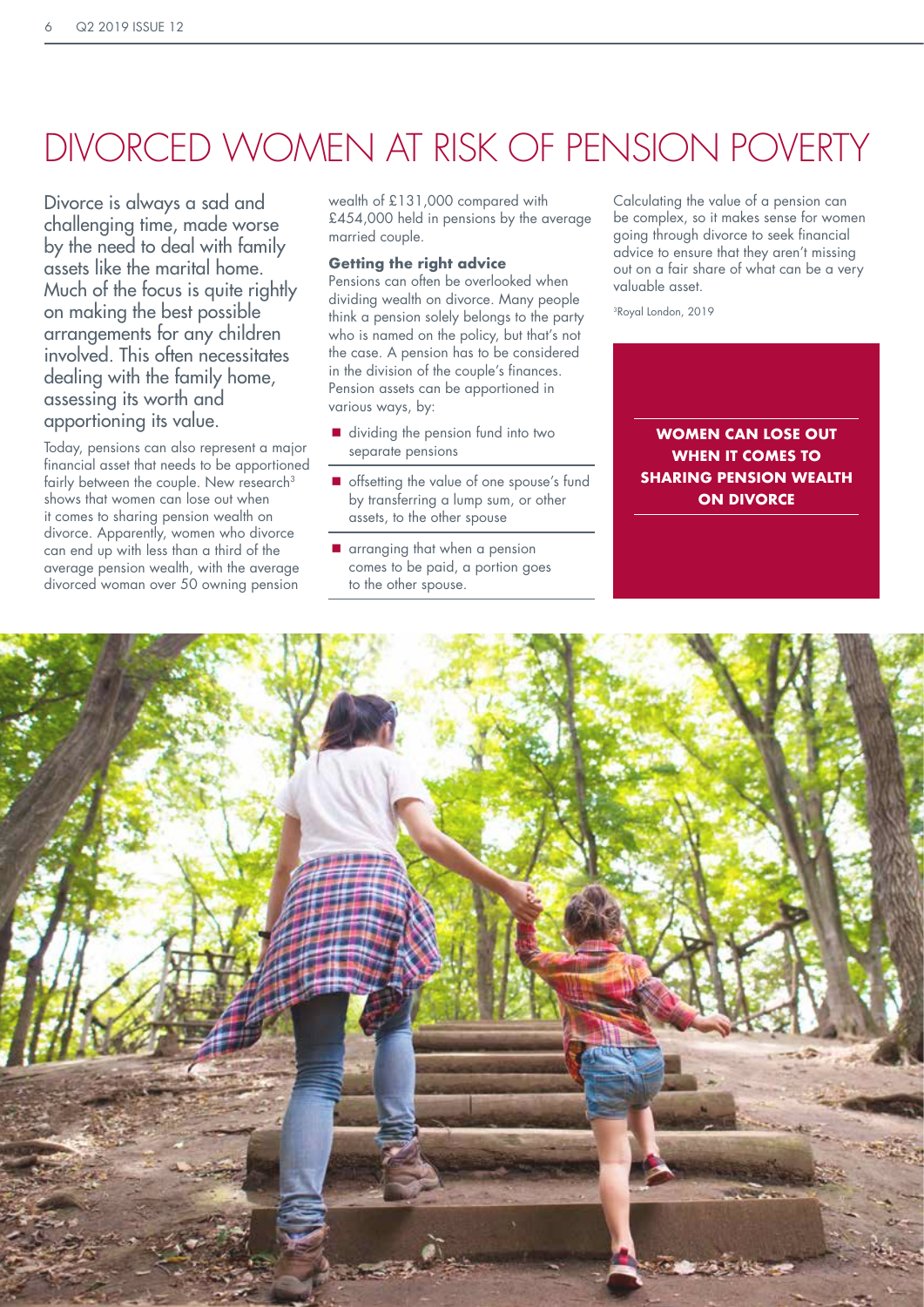# DIVORCED WOMEN AT RISK OF PENSION POVERTY

Divorce is always a sad and challenging time, made worse by the need to deal with family assets like the marital home. Much of the focus is quite rightly on making the best possible arrangements for any children involved. This often necessitates dealing with the family home, assessing its worth and apportioning its value.

Today, pensions can also represent a major financial asset that needs to be apportioned fairly between the couple. New research[3] shows that women can lose out when it comes to sharing pension wealth on divorce. Apparently, women who divorce can end up with less than a third of the average pension wealth, with the average divorced woman over 50 owning pension wealth of £131,000 compared with £454,000 held in pensions by the average married couple.

**Getting the right advice**

Pensions can often be overlooked when dividing wealth on divorce. Many people think a pension solely belongs to the party who is named on the policy, but that's not the case. A pension has to be considered in the division of the couple's finances. Pension assets can be apportioned in various ways, by:

- dividing the pension fund into two separate pensions
- offsetting the value of one spouse's fund by transferring a lump sum, or other assets, to the other spouse
- arranging that when a pension comes to be paid, a portion goes to the other spouse.

Calculating the value of a pension can be complex, so it makes sense for women going through divorce to seek financial advice to ensure that they aren't missing out on a fair share of what can be a very valuable asset.

[3]Royal London, 2019

**WOMEN CAN LOSE OUT WHEN IT COMES TO SHARING PENSION WEALTH ON DIVORCE**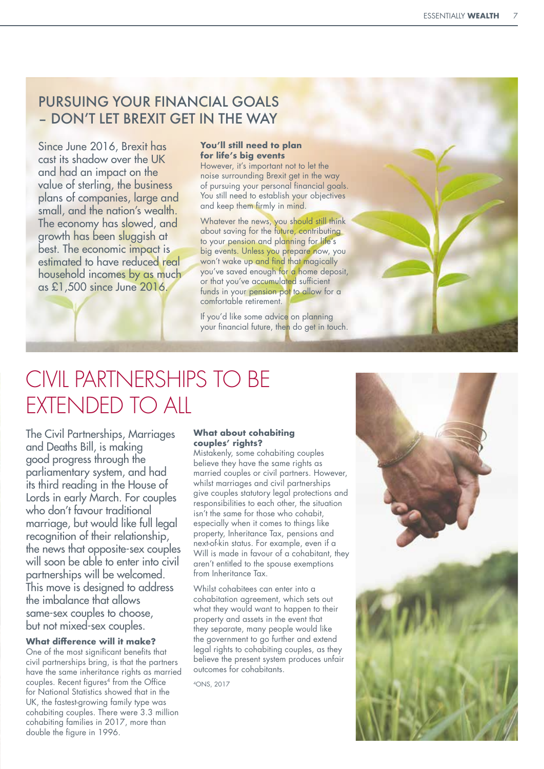## PURSUING YOUR FINANCIAL GOALS – DON'T LET BREXIT GET IN THE WAY

Since June 2016, Brexit has cast its shadow over the UK and had an impact on the value of sterling, the business plans of companies, large and small, and the nation's wealth. The economy has slowed, and growth has been sluggish at best. The economic impact is estimated to have reduced real household incomes by as much as £1,500 since June 2016.

### You'll still need to plan for life's big events

However, it's important not to let the noise surrounding Brexit get in the way of pursuing your personal financial goals. You still need to establish your objectives and keep them firmly in mind.

Whatever the news, you should still think about saving for the future, contributing to your pension and planning for life's big events. Unless you prepare now, you won't wake up and find that magically you've saved enough for a home deposit, or that you've accumulated sufficient funds in your pension pot to allow for a comfortable retirement.

If you'd like some advice on planning your financial future, then do get in touch.

# CIVIL PARTNERSHIPS TO BE EXTENDED TO ALL

The Civil Partnerships, Marriages and Deaths Bill, is making good progress through the parliamentary system, and had its third reading in the House of Lords in early March. For couples who don't favour traditional marriage, but would like full legal recognition of their relationship, the news that opposite-sex couples will soon be able to enter into civil partnerships will be welcomed. This move is designed to address the imbalance that allows same-sex couples to choose, but not mixed-sex couples.

### What difference will it make?

One of the most significant benefits that civil partnerships bring, is that the partners have the same inheritance rights as married couples. Recent figures[4] from the Office for National Statistics showed that in the UK, the fastest-growing family type was cohabiting couples. There were 3.3 million cohabiting families in 2017, more than double the figure in 1996.

### What about cohabiting couples' rights?

Mistakenly, some cohabiting couples believe they have the same rights as married couples or civil partners. However, whilst marriages and civil partnerships give couples statutory legal protections and responsibilities to each other, the situation isn't the same for those who cohabit, especially when it comes to things like property, Inheritance Tax, pensions and next-of-kin status. For example, even if a Will is made in favour of a cohabitant, they aren't entitled to the spouse exemptions from Inheritance Tax.

Whilst cohabitees can enter into a cohabitation agreement, which sets out what they would want to happen to their property and assets in the event that they separate, many people would like the government to go further and extend legal rights to cohabiting couples, as they believe the present system produces unfair outcomes for cohabitants.

[4]ONS, 2017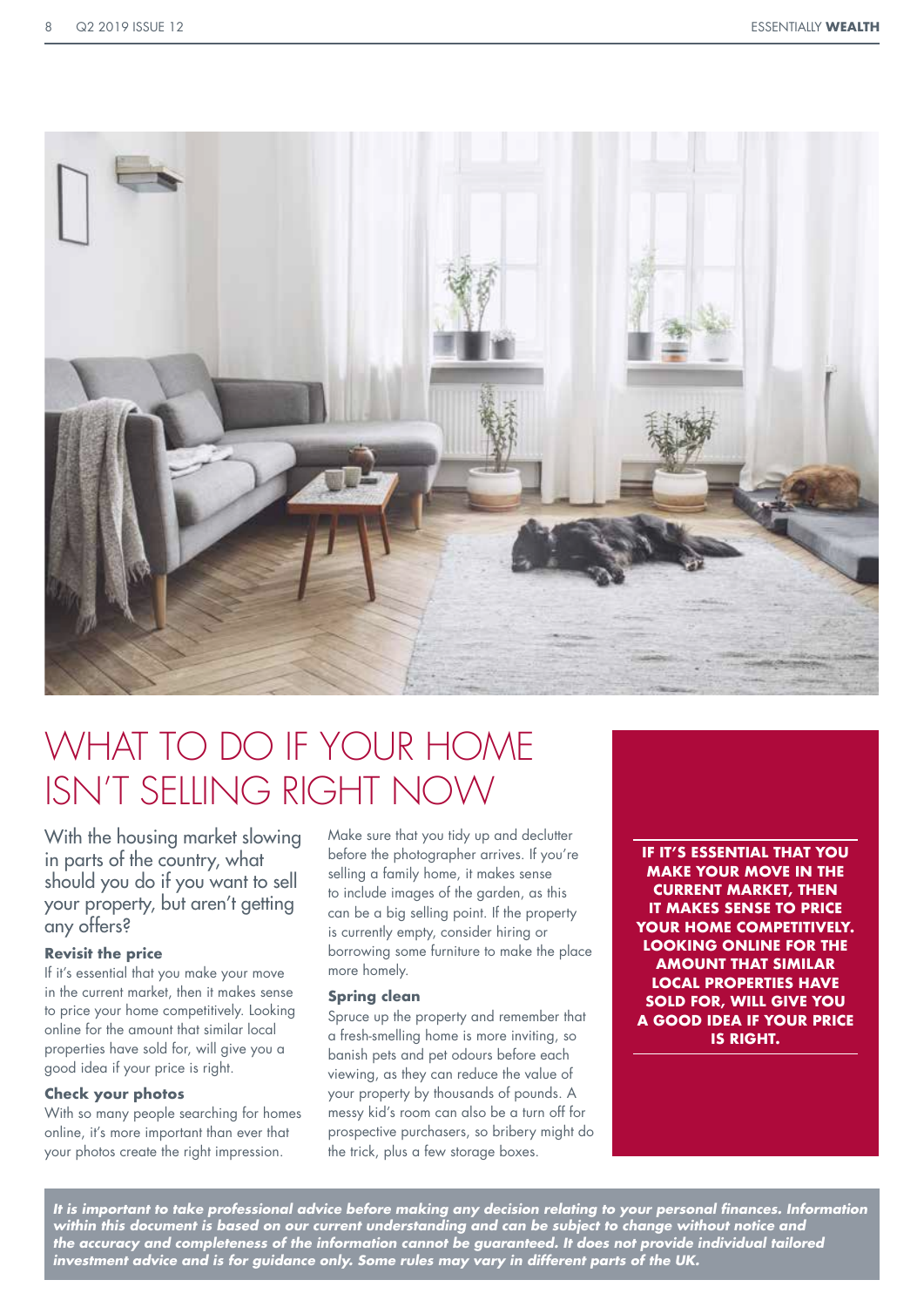# WHAT TO DO IF YOUR HOME ISN'T SELLING RIGHT NOW

With the housing market slowing in parts of the country, what should you do if you want to sell your property, but aren't getting any offers?

### Revisit the price

If it's essential that you make your move in the current market, then it makes sense to price your home competitively. Looking online for the amount that similar local properties have sold for, will give you a good idea if your price is right.

### Check your photos

With so many people searching for homes online, it's more important than ever that your photos create the right impression. Make sure that you tidy up and declutter before the photographer arrives. If you're selling a family home, it makes sense to include images of the garden, as this can be a big selling point. If the property is currently empty, consider hiring or borrowing some furniture to make the place more homely.

### Spring clean

Spruce up the property and remember that a fresh-smelling home is more inviting, so banish pets and pet odours before each viewing, as they can reduce the value of your property by thousands of pounds. A messy kid's room can also be a turn off for prospective purchasers, so bribery might do the trick, plus a few storage boxes.

**IF IT'S ESSENTIAL THAT YOU MAKE YOUR MOVE IN THE CURRENT MARKET, THEN IT MAKES SENSE TO PRICE YOUR HOME COMPETITIVELY. LOOKING ONLINE FOR THE AMOUNT THAT SIMILAR LOCAL PROPERTIES HAVE SOLD FOR, WILL GIVE YOU A GOOD IDEA IF YOUR PRICE IS RIGHT.**

***It is important to take professional advice before making any decision relating to your personal finances. Information within this document is based on our current understanding and can be subject to change without notice and the accuracy and completeness of the information cannot be guaranteed. It does not provide individual tailored investment advice and is for guidance only. Some rules may vary in different parts of the UK.***